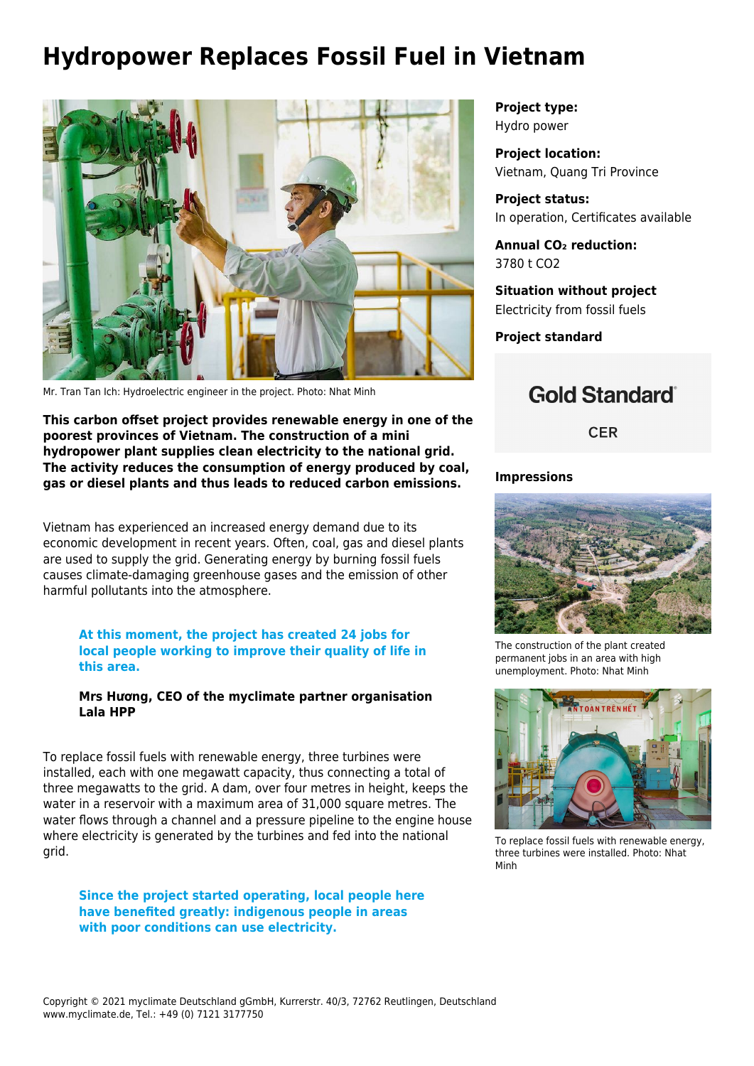# Hydropower Replaces Fossil Fuel in Vietnam

Mr. Tran Tan Ich: Hydroelectric engineer in the project. Photo: Nhat Minh

**This carbon offset project provides renewable energy in one of the poorest provinces of Vietnam. The construction of a mini hydropower plant supplies clean electricity to the national grid. The activity reduces the consumption of energy produced by coal, gas or diesel plants and thus leads to reduced carbon emissions.**

Vietnam has experienced an increased energy demand due to its economic development in recent years. Often, coal, gas and diesel plants are used to supply the grid. Generating energy by burning fossil fuels causes climate-damaging greenhouse gases and the emission of other harmful pollutants into the atmosphere.

> **At this moment, the project has created 24 jobs for local people working to improve their quality of life in this area.**
>
> **Mrs Hương, CEO of the myclimate partner organisation Lala HPP**

To replace fossil fuels with renewable energy, three turbines were installed, each with one megawatt capacity, thus connecting a total of three megawatts to the grid. A dam, over four metres in height, keeps the water in a reservoir with a maximum area of 31,000 square metres. The water flows through a channel and a pressure pipeline to the engine house where electricity is generated by the turbines and fed into the national grid.

> **Since the project started operating, local people here have benefited greatly: indigenous people in areas with poor conditions can use electricity.**

**Project type:**
Hydro power

**Project location:**
Vietnam, Quang Tri Province

**Project status:**
In operation, Certificates available

**Annual $CO_2$ reduction:**
3780 t CO2

**Situation without project**
Electricity from fossil fuels

**Project standard**

Gold Standard®

CER

**Impressions**

The construction of the plant created permanent jobs in an area with high unemployment. Photo: Nhat Minh

To replace fossil fuels with renewable energy, three turbines were installed. Photo: Nhat Minh

Copyright © 2021 myclimate Deutschland gGmbH, Kurrerstr. 40/3, 72762 Reutlingen, Deutschland
www.myclimate.de, Tel.: +49 (0) 7121 3177750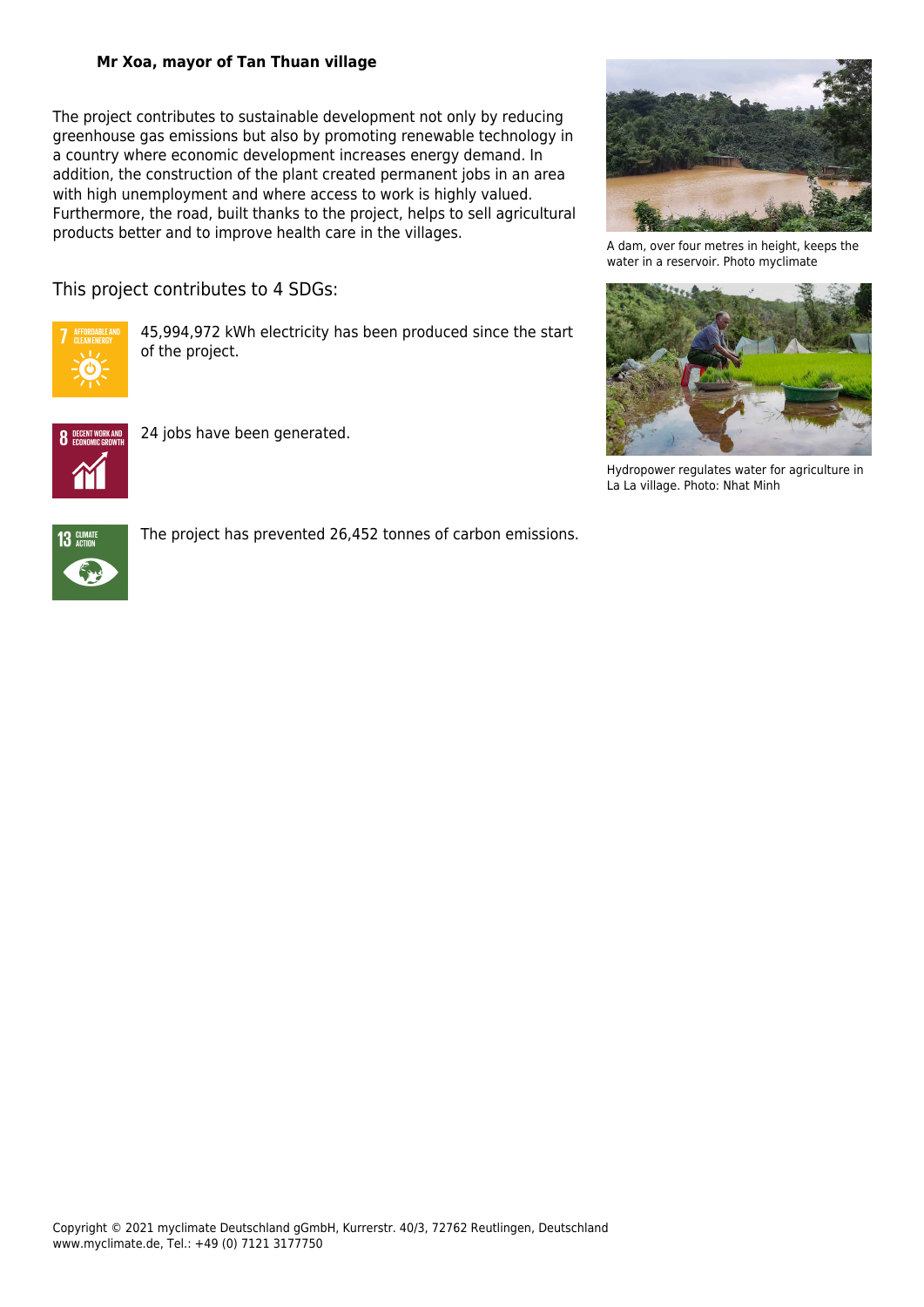**Mr Xoa, mayor of Tan Thuan village**

The project contributes to sustainable development not only by reducing greenhouse gas emissions but also by promoting renewable technology in a country where economic development increases energy demand. In addition, the construction of the plant created permanent jobs in an area with high unemployment and where access to work is highly valued. Furthermore, the road, built thanks to the project, helps to sell agricultural products better and to improve health care in the villages.

A dam, over four metres in height, keeps the water in a reservoir. Photo myclimate

Hydropower regulates water for agriculture in La La village. Photo: Nhat Minh

## This project contributes to 4 SDGs:

7 AFFORDABLE AND CLEAN ENERGY

45,994,972 kWh electricity has been produced since the start of the project.

8 DECENT WORK AND ECONOMIC GROWTH

24 jobs have been generated.

13 CLIMATE ACTION

The project has prevented 26,452 tonnes of carbon emissions.

Copyright © 2021 myclimate Deutschland gGmbH, Kurrerstr. 40/3, 72762 Reutlingen, Deutschland
www.myclimate.de, Tel.: +49 (0) 7121 3177750